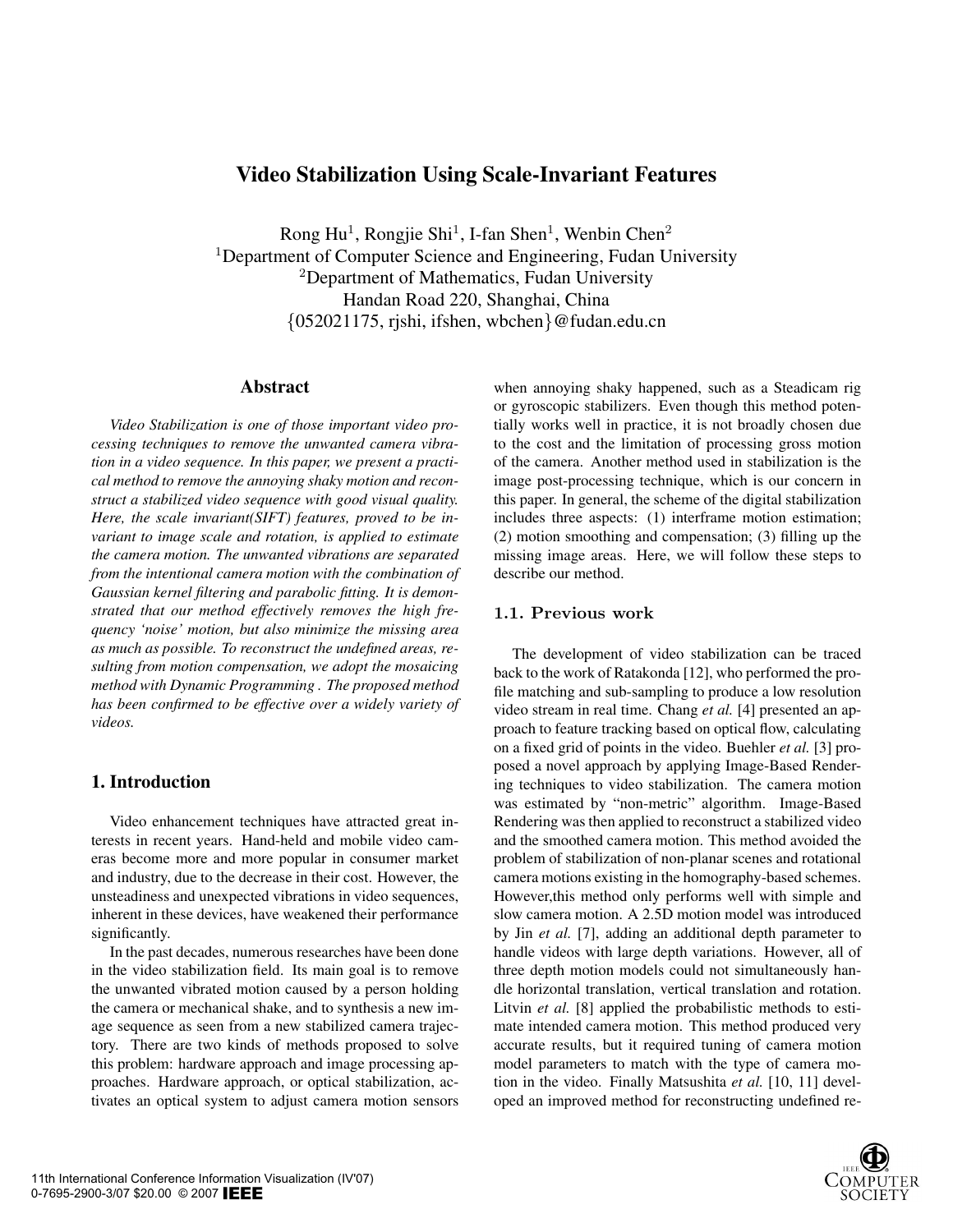# Video Stabilization Using Scale-Invariant Features

Rong Hu[1], Rongjie Shi[1], I-fan Shen[1], Wenbin Chen[2]

[1]Department of Computer Science and Engineering, Fudan University

[2]Department of Mathematics, Fudan University

Handan Road 220, Shanghai, China

{052021175, rjshi, ifshen, wbchen}@fudan.edu.cn

## Abstract

*Video Stabilization is one of those important video processing techniques to remove the unwanted camera vibration in a video sequence. In this paper, we present a practical method to remove the annoying shaky motion and reconstruct a stabilized video sequence with good visual quality. Here, the scale invariant(SIFT) features, proved to be invariant to image scale and rotation, is applied to estimate the camera motion. The unwanted vibrations are separated from the intentional camera motion with the combination of Gaussian kernel filtering and parabolic fitting. It is demonstrated that our method effectively removes the high frequency 'noise' motion, but also minimize the missing area as much as possible. To reconstruct the undefined areas, resulting from motion compensation, we adopt the mosaicing method with Dynamic Programming . The proposed method has been confirmed to be effective over a widely variety of videos.*

## 1. Introduction

Video enhancement techniques have attracted great interests in recent years. Hand-held and mobile video cameras become more and more popular in consumer market and industry, due to the decrease in their cost. However, the unsteadiness and unexpected vibrations in video sequences, inherent in these devices, have weakened their performance significantly.

In the past decades, numerous researches have been done in the video stabilization field. Its main goal is to remove the unwanted vibrated motion caused by a person holding the camera or mechanical shake, and to synthesis a new image sequence as seen from a new stabilized camera trajectory. There are two kinds of methods proposed to solve this problem: hardware approach and image processing approaches. Hardware approach, or optical stabilization, activates an optical system to adjust camera motion sensors when annoying shaky happened, such as a Steadicam rig or gyroscopic stabilizers. Even though this method potentially works well in practice, it is not broadly chosen due to the cost and the limitation of processing gross motion of the camera. Another method used in stabilization is the image post-processing technique, which is our concern in this paper. In general, the scheme of the digital stabilization includes three aspects: (1) interframe motion estimation; (2) motion smoothing and compensation; (3) filling up the missing image areas. Here, we will follow these steps to describe our method.

### 1.1. Previous work

The development of video stabilization can be traced back to the work of Ratakonda [12], who performed the profile matching and sub-sampling to produce a low resolution video stream in real time. Chang *et al.* [4] presented an approach to feature tracking based on optical flow, calculating on a fixed grid of points in the video. Buehler *et al.* [3] proposed a novel approach by applying Image-Based Rendering techniques to video stabilization. The camera motion was estimated by "non-metric" algorithm. Image-Based Rendering was then applied to reconstruct a stabilized video and the smoothed camera motion. This method avoided the problem of stabilization of non-planar scenes and rotational camera motions existing in the homography-based schemes. However,this method only performs well with simple and slow camera motion. A 2.5D motion model was introduced by Jin *et al.* [7], adding an additional depth parameter to handle videos with large depth variations. However, all of three depth motion models could not simultaneously handle horizontal translation, vertical translation and rotation. Litvin *et al.* [8] applied the probabilistic methods to estimate intended camera motion. This method produced very accurate results, but it required tuning of camera motion model parameters to match with the type of camera motion in the video. Finally Matsushita *et al.* [10, 11] developed an improved method for reconstructing undefined re-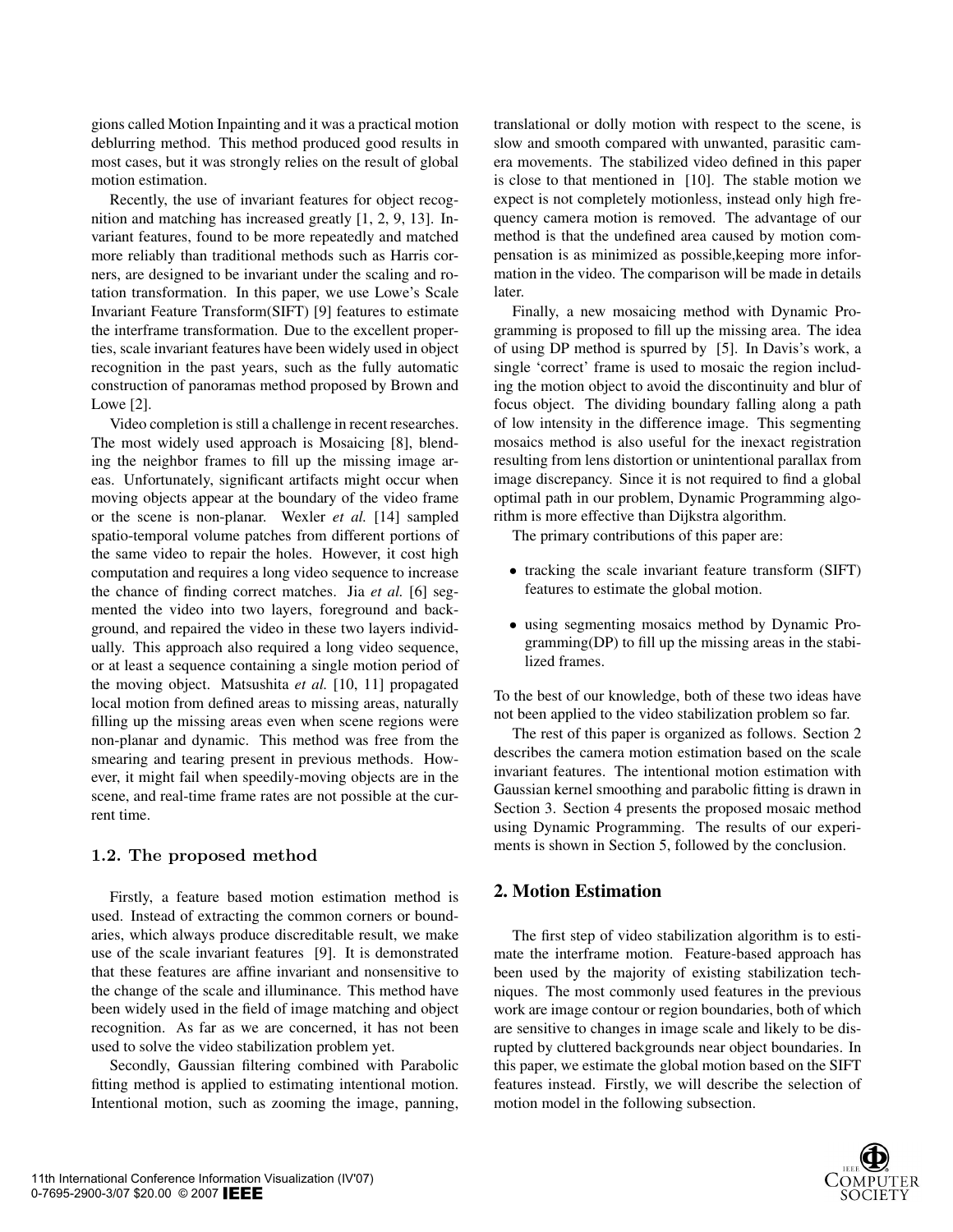gions called Motion Inpainting and it was a practical motion deblurring method. This method produced good results in most cases, but it was strongly relies on the result of global motion estimation.

Recently, the use of invariant features for object recognition and matching has increased greatly [1, 2, 9, 13]. Invariant features, found to be more repeatedly and matched more reliably than traditional methods such as Harris corners, are designed to be invariant under the scaling and rotation transformation. In this paper, we use Lowe's Scale Invariant Feature Transform(SIFT) [9] features to estimate the interframe transformation. Due to the excellent properties, scale invariant features have been widely used in object recognition in the past years, such as the fully automatic construction of panoramas method proposed by Brown and Lowe [2].

Video completion is still a challenge in recent researches. The most widely used approach is Mosaicing [8], blending the neighbor frames to fill up the missing image areas. Unfortunately, significant artifacts might occur when moving objects appear at the boundary of the video frame or the scene is non-planar. Wexler *et al.* [14] sampled spatio-temporal volume patches from different portions of the same video to repair the holes. However, it cost high computation and requires a long video sequence to increase the chance of finding correct matches. Jia *et al.* [6] segmented the video into two layers, foreground and background, and repaired the video in these two layers individually. This approach also required a long video sequence, or at least a sequence containing a single motion period of the moving object. Matsushita *et al.* [10, 11] propagated local motion from defined areas to missing areas, naturally filling up the missing areas even when scene regions were non-planar and dynamic. This method was free from the smearing and tearing present in previous methods. However, it might fail when speedily-moving objects are in the scene, and real-time frame rates are not possible at the current time.

### 1.2. The proposed method

Firstly, a feature based motion estimation method is used. Instead of extracting the common corners or boundaries, which always produce discreditable result, we make use of the scale invariant features [9]. It is demonstrated that these features are affine invariant and nonsensitive to the change of the scale and illuminance. This method have been widely used in the field of image matching and object recognition. As far as we are concerned, it has not been used to solve the video stabilization problem yet.

Secondly, Gaussian filtering combined with Parabolic fitting method is applied to estimating intentional motion. Intentional motion, such as zooming the image, panning, translational or dolly motion with respect to the scene, is slow and smooth compared with unwanted, parasitic camera movements. The stabilized video defined in this paper is close to that mentioned in [10]. The stable motion we expect is not completely motionless, instead only high frequency camera motion is removed. The advantage of our method is that the undefined area caused by motion compensation is as minimized as possible,keeping more information in the video. The comparison will be made in details later.

Finally, a new mosaicing method with Dynamic Programming is proposed to fill up the missing area. The idea of using DP method is spurred by [5]. In Davis's work, a single 'correct' frame is used to mosaic the region including the motion object to avoid the discontinuity and blur of focus object. The dividing boundary falling along a path of low intensity in the difference image. This segmenting mosaics method is also useful for the inexact registration resulting from lens distortion or unintentional parallax from image discrepancy. Since it is not required to find a global optimal path in our problem, Dynamic Programming algorithm is more effective than Dijkstra algorithm.

The primary contributions of this paper are:

- tracking the scale invariant feature transform (SIFT) features to estimate the global motion.
- using segmenting mosaics method by Dynamic Programming(DP) to fill up the missing areas in the stabilized frames.

To the best of our knowledge, both of these two ideas have not been applied to the video stabilization problem so far.

The rest of this paper is organized as follows. Section 2 describes the camera motion estimation based on the scale invariant features. The intentional motion estimation with Gaussian kernel smoothing and parabolic fitting is drawn in Section 3. Section 4 presents the proposed mosaic method using Dynamic Programming. The results of our experiments is shown in Section 5, followed by the conclusion.

## 2. Motion Estimation

The first step of video stabilization algorithm is to estimate the interframe motion. Feature-based approach has been used by the majority of existing stabilization techniques. The most commonly used features in the previous work are image contour or region boundaries, both of which are sensitive to changes in image scale and likely to be disrupted by cluttered backgrounds near object boundaries. In this paper, we estimate the global motion based on the SIFT features instead. Firstly, we will describe the selection of motion model in the following subsection.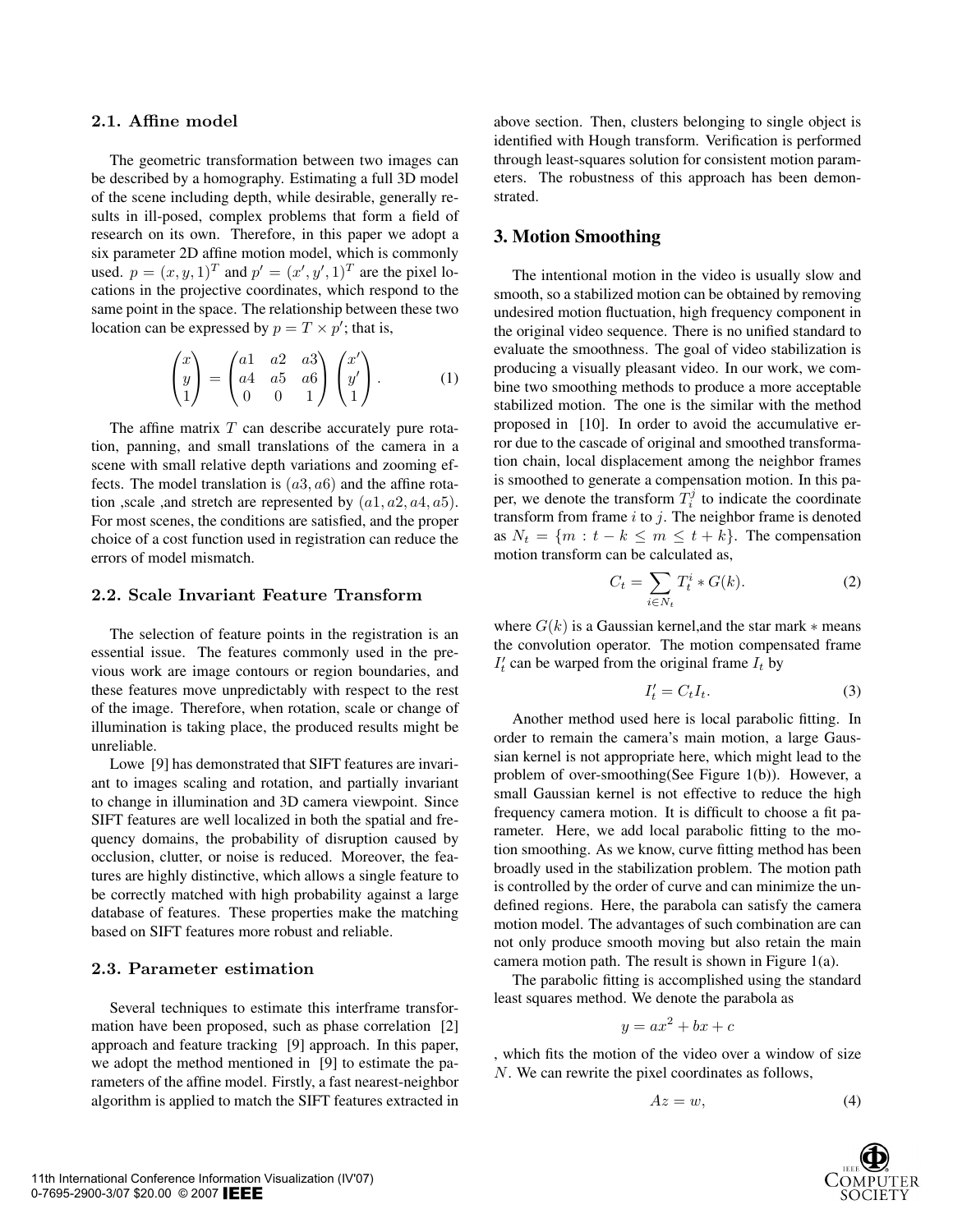### 2.1. Affine model

The geometric transformation between two images can be described by a homography. Estimating a full 3D model of the scene including depth, while desirable, generally results in ill-posed, complex problems that form a field of research on its own. Therefore, in this paper we adopt a six parameter 2D affine motion model, which is commonly used. $p = (x, y, 1)^T$ and $p' = (x', y', 1)^T$ are the pixel locations in the projective coordinates, which respond to the same point in the space. The relationship between these two location can be expressed by $p = T \times p'$; that is,

$$\begin{pmatrix} x \\ y \\ 1 \end{pmatrix} = \begin{pmatrix} a1 & a2 & a3 \\ a4 & a5 & a6 \\ 0 & 0 & 1 \end{pmatrix} \begin{pmatrix} x' \\ y' \\ 1 \end{pmatrix}. \tag{1}$$

The affine matrix $T$ can describe accurately pure rotation, panning, and small translations of the camera in a scene with small relative depth variations and zooming effects. The model translation is $(a3, a6)$ and the affine rotation ,scale ,and stretch are represented by $(a1, a2, a4, a5)$. For most scenes, the conditions are satisfied, and the proper choice of a cost function used in registration can reduce the errors of model mismatch.

### 2.2. Scale Invariant Feature Transform

The selection of feature points in the registration is an essential issue. The features commonly used in the previous work are image contours or region boundaries, and these features move unpredictably with respect to the rest of the image. Therefore, when rotation, scale or change of illumination is taking place, the produced results might be unreliable.

Lowe [9] has demonstrated that SIFT features are invariant to images scaling and rotation, and partially invariant to change in illumination and 3D camera viewpoint. Since SIFT features are well localized in both the spatial and frequency domains, the probability of disruption caused by occlusion, clutter, or noise is reduced. Moreover, the features are highly distinctive, which allows a single feature to be correctly matched with high probability against a large database of features. These properties make the matching based on SIFT features more robust and reliable.

### 2.3. Parameter estimation

Several techniques to estimate this interframe transformation have been proposed, such as phase correlation [2] approach and feature tracking [9] approach. In this paper, we adopt the method mentioned in [9] to estimate the parameters of the affine model. Firstly, a fast nearest-neighbor algorithm is applied to match the SIFT features extracted in above section. Then, clusters belonging to single object is identified with Hough transform. Verification is performed through least-squares solution for consistent motion parameters. The robustness of this approach has been demonstrated.

## 3. Motion Smoothing

The intentional motion in the video is usually slow and smooth, so a stabilized motion can be obtained by removing undesired motion fluctuation, high frequency component in the original video sequence. There is no unified standard to evaluate the smoothness. The goal of video stabilization is producing a visually pleasant video. In our work, we combine two smoothing methods to produce a more acceptable stabilized motion. The one is the similar with the method proposed in [10]. In order to avoid the accumulative error due to the cascade of original and smoothed transformation chain, local displacement among the neighbor frames is smoothed to generate a compensation motion. In this paper, we denote the transform $T_i^j$ to indicate the coordinate transform from frame $i$ to $j$. The neighbor frame is denoted as $N_t = \{m : t - k \leq m \leq t + k\}$. The compensation motion transform can be calculated as,

$$C_t = \sum_{i \in N_t} T_t^i * G(k). \tag{2}$$

where $G(k)$ is a Gaussian kernel,and the star mark $*$ means the convolution operator. The motion compensated frame $I_t'$ can be warped from the original frame $I_t$ by

$$I_t' = C_t I_t. \tag{3}$$

Another method used here is local parabolic fitting. In order to remain the camera's main motion, a large Gaussian kernel is not appropriate here, which might lead to the problem of over-smoothing(See Figure 1(b)). However, a small Gaussian kernel is not effective to reduce the high frequency camera motion. It is difficult to choose a fit parameter. Here, we add local parabolic fitting to the motion smoothing. As we know, curve fitting method has been broadly used in the stabilization problem. The motion path is controlled by the order of curve and can minimize the undefined regions. Here, the parabola can satisfy the camera motion model. The advantages of such combination are can not only produce smooth moving but also retain the main camera motion path. The result is shown in Figure 1(a).

The parabolic fitting is accomplished using the standard least squares method. We denote the parabola as

$$y = ax^2 + bx + c$$

, which fits the motion of the video over a window of size $N$. We can rewrite the pixel coordinates as follows,

$$Az = w, \tag{4}$$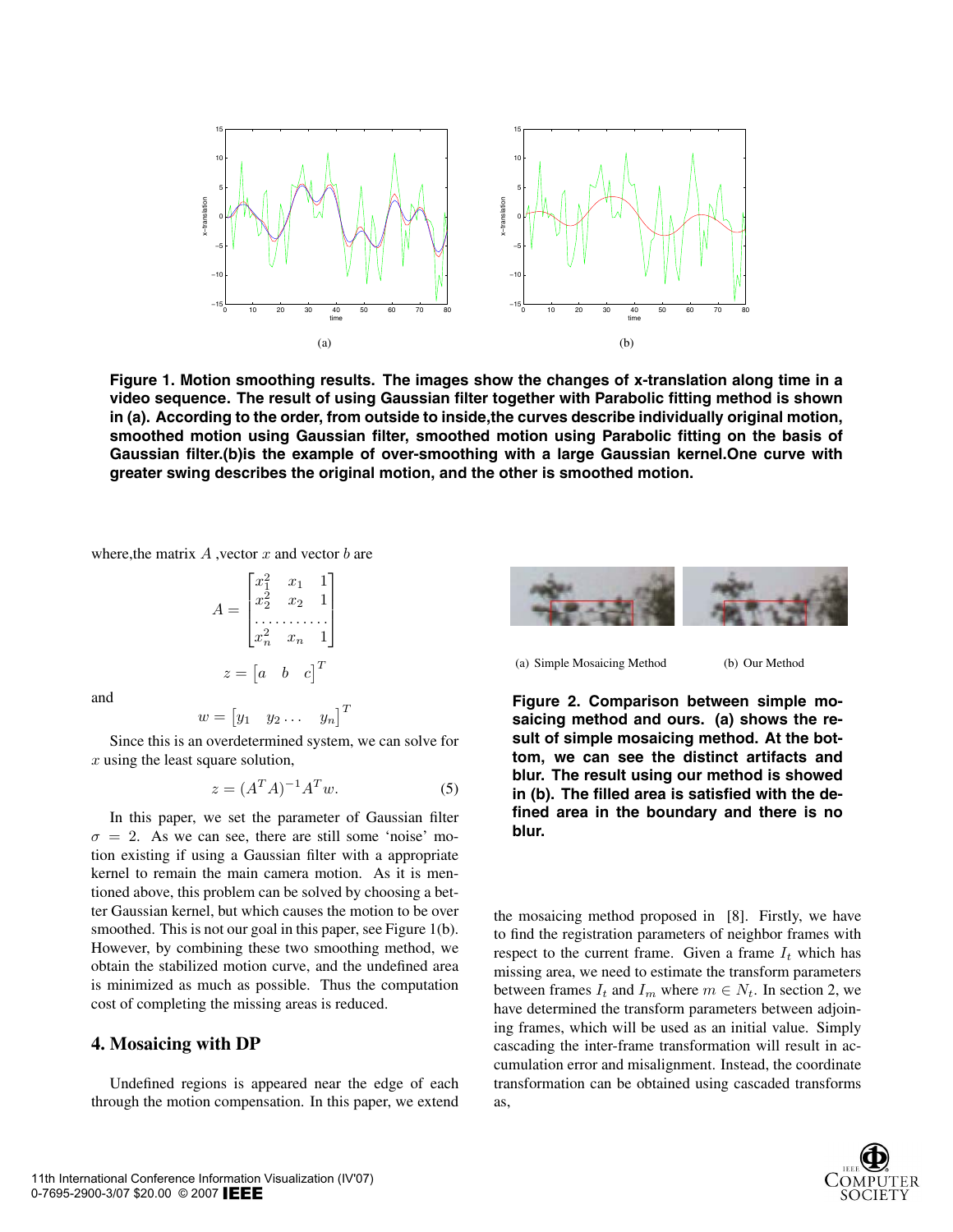(a)

(b)

**Figure 1. Motion smoothing results. The images show the changes of x-translation along time in a video sequence. The result of using Gaussian filter together with Parabolic fitting method is shown in (a). According to the order, from outside to inside,the curves describe individually original motion, smoothed motion using Gaussian filter, smoothed motion using Parabolic fitting on the basis of Gaussian filter.(b)is the example of over-smoothing with a large Gaussian kernel.One curve with greater swing describes the original motion, and the other is smoothed motion.**

where,the matrix $A$ ,vector $x$ and vector $b$ are

$$A = \begin{bmatrix} x_1^2 & x_1 & 1 \\ x_2^2 & x_2 & 1 \\ \cdots & \cdots & \cdots \\ x_n^2 & x_n & 1 \end{bmatrix}$$

$$z = \begin{bmatrix} a & b & c \end{bmatrix}^T$$

and

$$w = \begin{bmatrix} y_1 & y_2 \ldots & y_n \end{bmatrix}^T$$

Since this is an overdetermined system, we can solve for $x$ using the least square solution,

$$z = (A^T A)^{-1} A^T w. \tag{5}$$

In this paper, we set the parameter of Gaussian filter $\sigma = 2$. As we can see, there are still some 'noise' motion existing if using a Gaussian filter with a appropriate kernel to remain the main camera motion. As it is mentioned above, this problem can be solved by choosing a better Gaussian kernel, but which causes the motion to be over smoothed. This is not our goal in this paper, see Figure 1(b). However, by combining these two smoothing method, we obtain the stabilized motion curve, and the undefined area is minimized as much as possible. Thus the computation cost of completing the missing areas is reduced.

## 4. Mosaicing with DP

Undefined regions is appeared near the edge of each through the motion compensation. In this paper, we extend the mosaicing method proposed in [8]. Firstly, we have to find the registration parameters of neighbor frames with respect to the current frame. Given a frame $I_t$ which has missing area, we need to estimate the transform parameters between frames $I_t$ and $I_m$ where $m \in N_t$. In section 2, we have determined the transform parameters between adjoining frames, which will be used as an initial value. Simply cascading the inter-frame transformation will result in accumulation error and misalignment. Instead, the coordinate transformation can be obtained using cascaded transforms as,

(a) Simple Mosaicing Method

(b) Our Method

**Figure 2. Comparison between simple mosaicing method and ours. (a) shows the result of simple mosaicing method. At the bottom, we can see the distinct artifacts and blur. The result using our method is showed in (b). The filled area is satisfied with the defined area in the boundary and there is no blur.**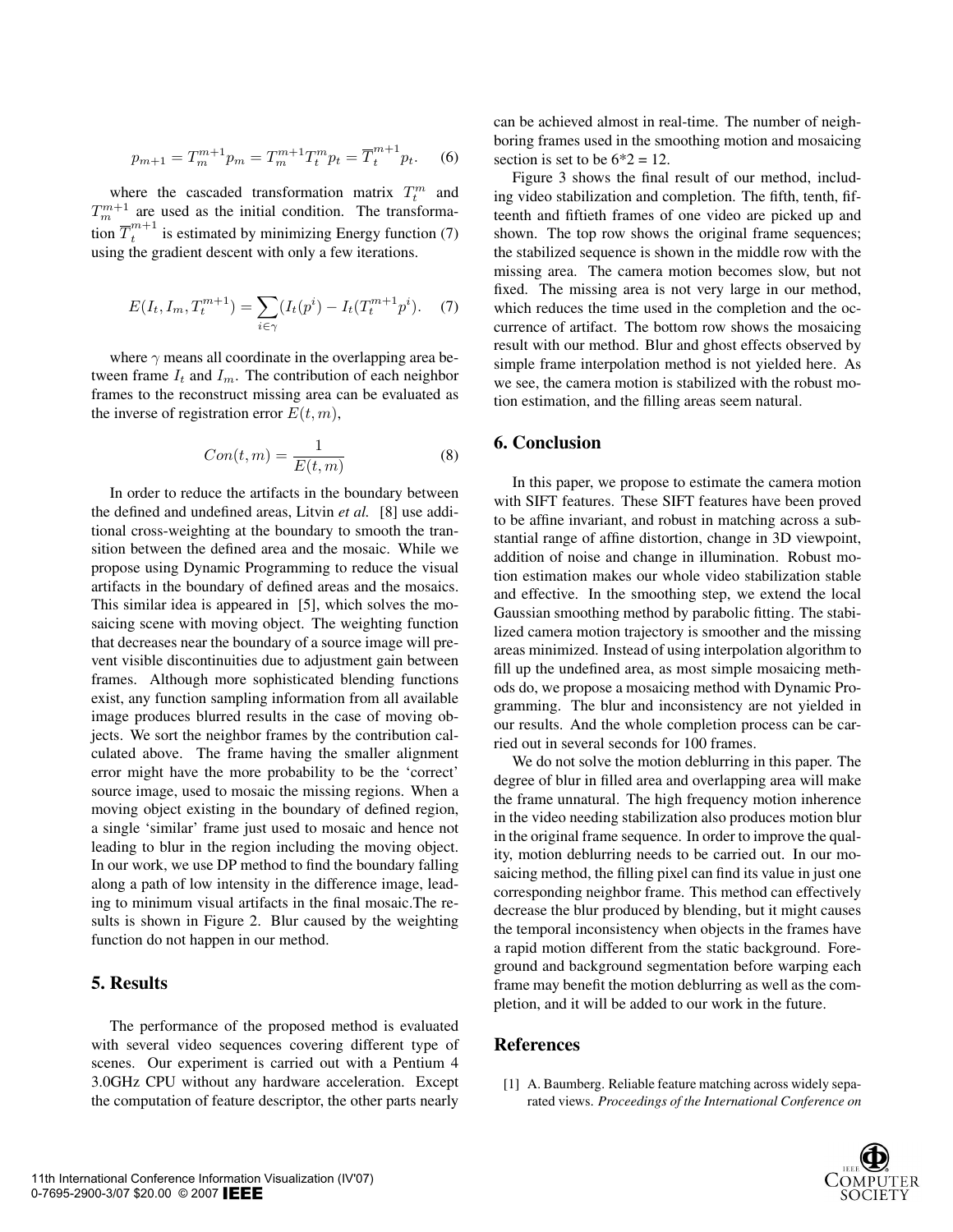$$p_{m+1} = T_m^{m+1} p_m = T_m^{m+1} T_t^m p_t = \overline{T}_t^{m+1} p_t. \quad (6)$$

where the cascaded transformation matrix $T_t^m$ and $T_m^{m+1}$ are used as the initial condition. The transformation $\overline{T}_t^{m+1}$ is estimated by minimizing Energy function (7) using the gradient descent with only a few iterations.

$$E(I_t, I_m, T_t^{m+1}) = \sum_{i \in \gamma} (I_t(p^i) - I_t(T_t^{m+1} p^i). \quad (7)$$

where $\gamma$ means all coordinate in the overlapping area between frame $I_t$ and $I_m$. The contribution of each neighbor frames to the reconstruct missing area can be evaluated as the inverse of registration error $E(t, m)$,

$$Con(t, m) = \frac{1}{E(t, m)} \quad (8)$$

In order to reduce the artifacts in the boundary between the defined and undefined areas, Litvin *et al.* [8] use additional cross-weighting at the boundary to smooth the transition between the defined area and the mosaic. While we propose using Dynamic Programming to reduce the visual artifacts in the boundary of defined areas and the mosaics. This similar idea is appeared in [5], which solves the mosaicing scene with moving object. The weighting function that decreases near the boundary of a source image will prevent visible discontinuities due to adjustment gain between frames. Although more sophisticated blending functions exist, any function sampling information from all available image produces blurred results in the case of moving objects. We sort the neighbor frames by the contribution calculated above. The frame having the smaller alignment error might have the more probability to be the 'correct' source image, used to mosaic the missing regions. When a moving object existing in the boundary of defined region, a single 'similar' frame just used to mosaic and hence not leading to blur in the region including the moving object. In our work, we use DP method to find the boundary falling along a path of low intensity in the difference image, leading to minimum visual artifacts in the final mosaic.The results is shown in Figure 2. Blur caused by the weighting function do not happen in our method.

## 5. Results

The performance of the proposed method is evaluated with several video sequences covering different type of scenes. Our experiment is carried out with a Pentium 4 3.0GHz CPU without any hardware acceleration. Except the computation of feature descriptor, the other parts nearly can be achieved almost in real-time. The number of neighboring frames used in the smoothing motion and mosaicing section is set to be 6*2 = 12.

Figure 3 shows the final result of our method, including video stabilization and completion. The fifth, tenth, fifteenth and fiftieth frames of one video are picked up and shown. The top row shows the original frame sequences; the stabilized sequence is shown in the middle row with the missing area. The camera motion becomes slow, but not fixed. The missing area is not very large in our method, which reduces the time used in the completion and the occurrence of artifact. The bottom row shows the mosaicing result with our method. Blur and ghost effects observed by simple frame interpolation method is not yielded here. As we see, the camera motion is stabilized with the robust motion estimation, and the filling areas seem natural.

## 6. Conclusion

In this paper, we propose to estimate the camera motion with SIFT features. These SIFT features have been proved to be affine invariant, and robust in matching across a substantial range of affine distortion, change in 3D viewpoint, addition of noise and change in illumination. Robust motion estimation makes our whole video stabilization stable and effective. In the smoothing step, we extend the local Gaussian smoothing method by parabolic fitting. The stabilized camera motion trajectory is smoother and the missing areas minimized. Instead of using interpolation algorithm to fill up the undefined area, as most simple mosaicing methods do, we propose a mosaicing method with Dynamic Programming. The blur and inconsistency are not yielded in our results. And the whole completion process can be carried out in several seconds for 100 frames.

We do not solve the motion deblurring in this paper. The degree of blur in filled area and overlapping area will make the frame unnatural. The high frequency motion inherence in the video needing stabilization also produces motion blur in the original frame sequence. In order to improve the quality, motion deblurring needs to be carried out. In our mosaicing method, the filling pixel can find its value in just one corresponding neighbor frame. This method can effectively decrease the blur produced by blending, but it might causes the temporal inconsistency when objects in the frames have a rapid motion different from the static background. Foreground and background segmentation before warping each frame may benefit the motion deblurring as well as the completion, and it will be added to our work in the future.

## References

[1] A. Baumberg. Reliable feature matching across widely separated views. *Proceedings of the International Conference on*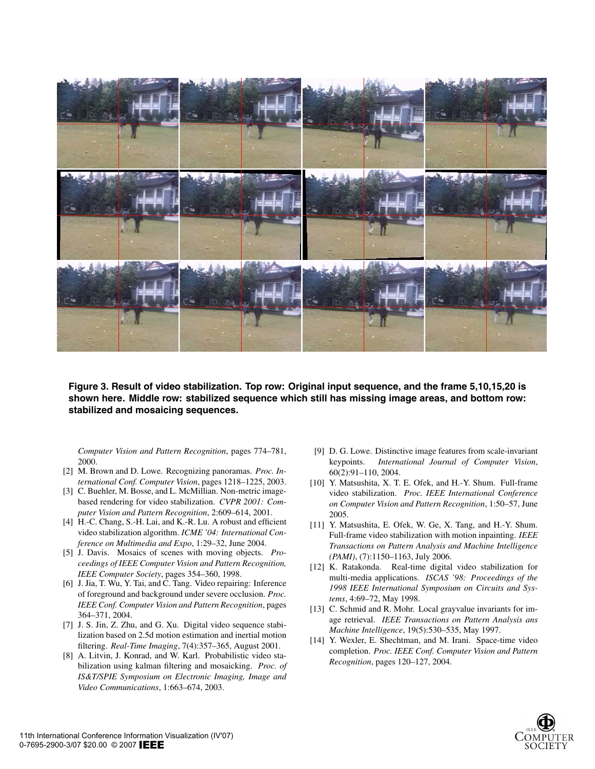**Figure 3. Result of video stabilization. Top row: Original input sequence, and the frame 5,10,15,20 is shown here. Middle row: stabilized sequence which still has missing image areas, and bottom row: stabilized and mosaicing sequences.**

*Computer Vision and Pattern Recognition*, pages 774–781, 2000.

[2] M. Brown and D. Lowe. Recognizing panoramas. *Proc. International Conf. Computer Vision*, pages 1218–1225, 2003.

[3] C. Buehler, M. Bosse, and L. McMillian. Non-metric image-based rendering for video stabilization. *CVPR 2001: Computer Vision and Pattern Recognition*, 2:609–614, 2001.

[4] H.-C. Chang, S.-H. Lai, and K.-R. Lu. A robust and efficient video stabilization algorithm. *ICME '04: International Conference on Multimedia and Expo*, 1:29–32, June 2004.

[5] J. Davis. Mosaics of scenes with moving objects. *Proceedings of IEEE Computer Vision and Pattern Recognition, IEEE Computer Society*, pages 354–360, 1998.

[6] J. Jia, T. Wu, Y. Tai, and C. Tang. Video repairing: Inference of foreground and background under severe occlusion. *Proc. IEEE Conf. Computer Vision and Pattern Recognition*, pages 364–371, 2004.

[7] J. S. Jin, Z. Zhu, and G. Xu. Digital video sequence stabilization based on 2.5d motion estimation and inertial motion filtering. *Real-Time Imaging*, 7(4):357–365, August 2001.

[8] A. Litvin, J. Konrad, and W. Karl. Probabilistic video stabilization using kalman filtering and mosaicking. *Proc. of IS&T/SPIE Symposium on Electronic Imaging, Image and Video Communications*, 1:663–674, 2003.

[9] D. G. Lowe. Distinctive image features from scale-invariant keypoints. *International Journal of Computer Vision*, 60(2):91–110, 2004.

[10] Y. Matsushita, X. T. E. Ofek, and H.-Y. Shum. Full-frame video stabilization. *Proc. IEEE International Conference on Computer Vision and Pattern Recognition*, 1:50–57, June 2005.

[11] Y. Matsushita, E. Ofek, W. Ge, X. Tang, and H.-Y. Shum. Full-frame video stabilization with motion inpainting. *IEEE Transactions on Pattern Analysis and Machine Intelligence (PAMI)*, (7):1150–1163, July 2006.

[12] K. Ratakonda. Real-time digital video stabilization for multi-media applications. *ISCAS '98: Proceedings of the 1998 IEEE International Symposium on Circuits and Systems*, 4:69–72, May 1998.

[13] C. Schmid and R. Mohr. Local grayvalue invariants for image retrieval. *IEEE Transactions on Pattern Analysis ans Machine Intelligence*, 19(5):530–535, May 1997.

[14] Y. Wexler, E. Shechtman, and M. Irani. Space-time video completion. *Proc. IEEE Conf. Computer Vision and Pattern Recognition*, pages 120–127, 2004.